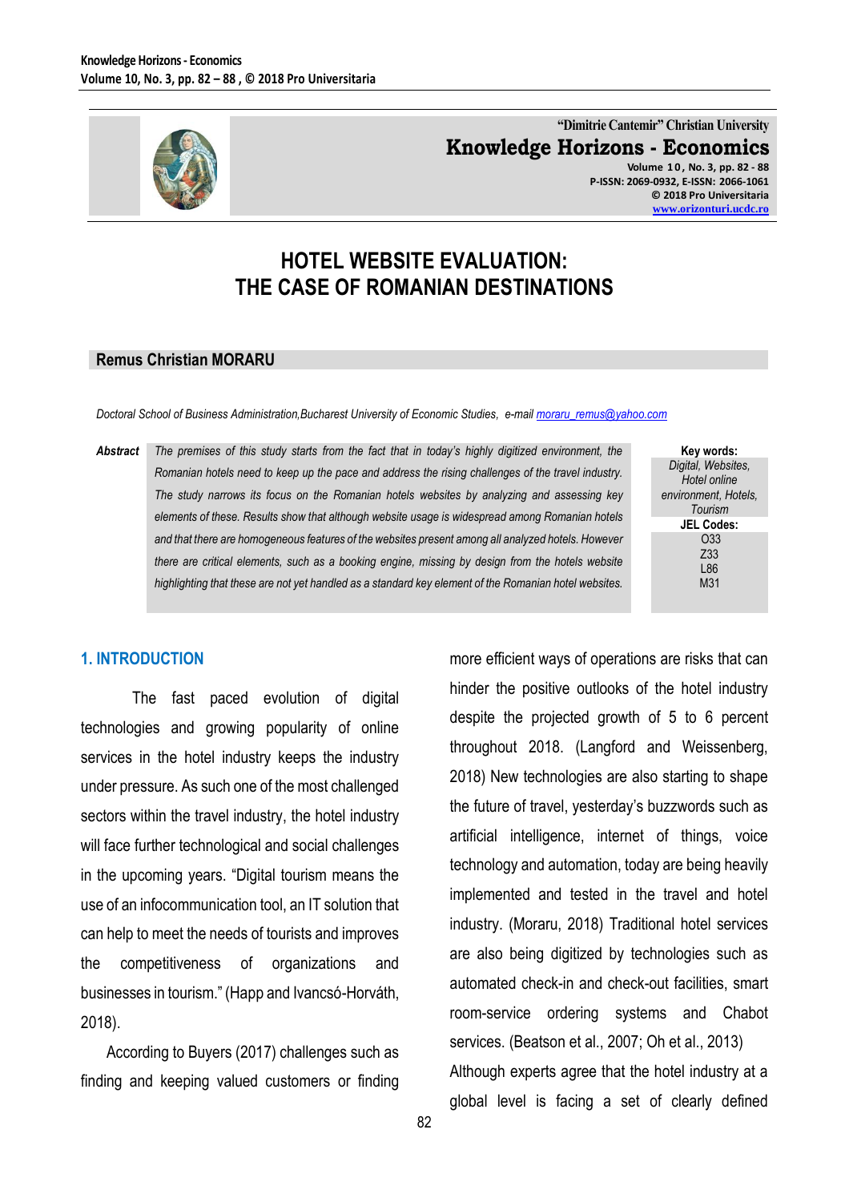# HOTEL WEBSITE EVALUATION: THE CASE OF ROMANIAN DESTINATIONS

**Remus Christian MORARU**

*Doctoral School of Business Administration,Bucharest University of Economic Studies, e-mail moraru_remus@yahoo.com*

***Abstract*** *The premises of this study starts from the fact that in today's highly digitized environment, the Romanian hotels need to keep up the pace and address the rising challenges of the travel industry. The study narrows its focus on the Romanian hotels websites by analyzing and assessing key elements of these. Results show that although website usage is widespread among Romanian hotels and that there are homogeneous features of the websites present among all analyzed hotels. However there are critical elements, such as a booking engine, missing by design from the hotels website highlighting that these are not yet handled as a standard key element of the Romanian hotel websites.*

**Key words:** *Digital, Websites, Hotel online environment, Hotels, Tourism*

**JEL Codes:** O33, Z33, L86, M31

## 1. INTRODUCTION

The fast paced evolution of digital technologies and growing popularity of online services in the hotel industry keeps the industry under pressure. As such one of the most challenged sectors within the travel industry, the hotel industry will face further technological and social challenges in the upcoming years. "Digital tourism means the use of an infocommunication tool, an IT solution that can help to meet the needs of tourists and improves the competitiveness of organizations and businesses in tourism." (Happ and Ivancsó-Horváth, 2018).

According to Buyers (2017) challenges such as finding and keeping valued customers or finding more efficient ways of operations are risks that can hinder the positive outlooks of the hotel industry despite the projected growth of 5 to 6 percent throughout 2018. (Langford and Weissenberg, 2018) New technologies are also starting to shape the future of travel, yesterday's buzzwords such as artificial intelligence, internet of things, voice technology and automation, today are being heavily implemented and tested in the travel and hotel industry. (Moraru, 2018) Traditional hotel services are also being digitized by technologies such as automated check-in and check-out facilities, smart room-service ordering systems and Chabot services. (Beatson et al., 2007; Oh et al., 2013) Although experts agree that the hotel industry at a global level is facing a set of clearly defined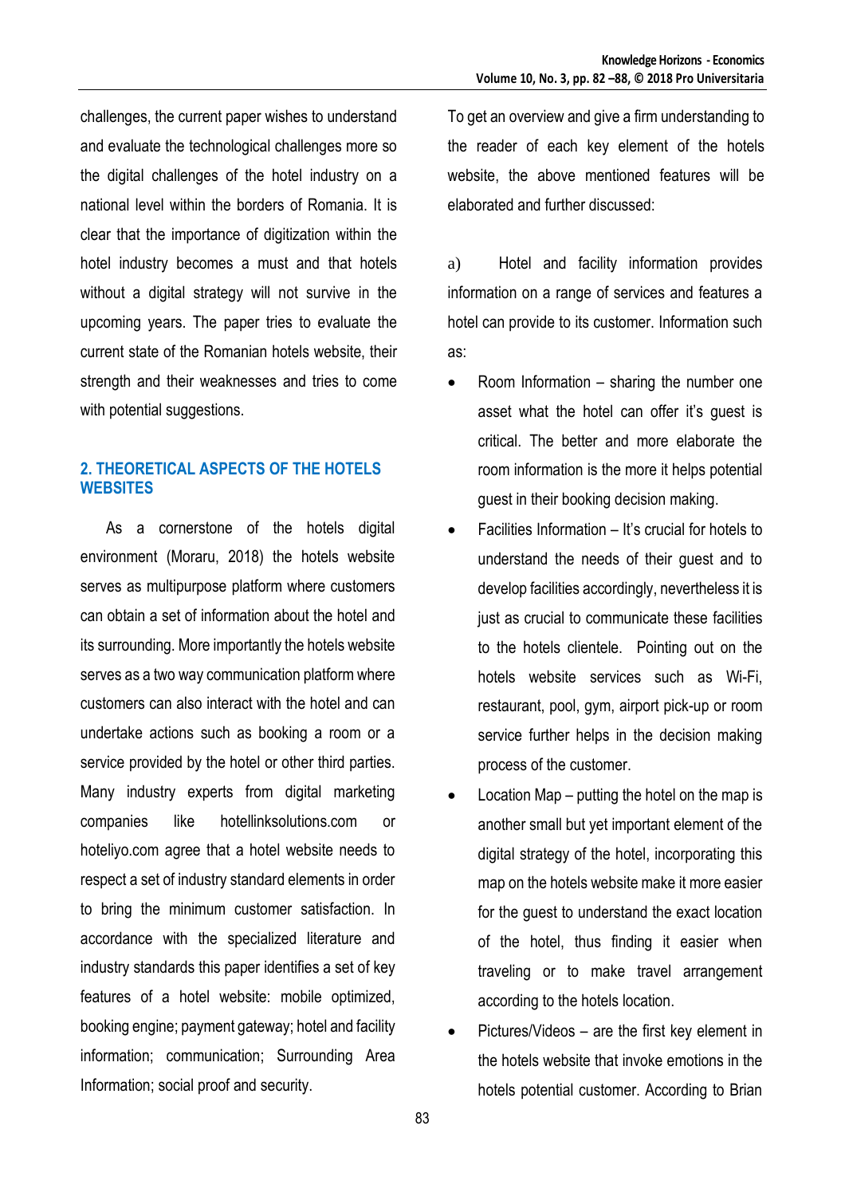challenges, the current paper wishes to understand and evaluate the technological challenges more so the digital challenges of the hotel industry on a national level within the borders of Romania. It is clear that the importance of digitization within the hotel industry becomes a must and that hotels without a digital strategy will not survive in the upcoming years. The paper tries to evaluate the current state of the Romanian hotels website, their strength and their weaknesses and tries to come with potential suggestions.

## 2. THEORETICAL ASPECTS OF THE HOTELS WEBSITES

As a cornerstone of the hotels digital environment (Moraru, 2018) the hotels website serves as multipurpose platform where customers can obtain a set of information about the hotel and its surrounding. More importantly the hotels website serves as a two way communication platform where customers can also interact with the hotel and can undertake actions such as booking a room or a service provided by the hotel or other third parties. Many industry experts from digital marketing companies like hotellinksolutions.com or hoteliyo.com agree that a hotel website needs to respect a set of industry standard elements in order to bring the minimum customer satisfaction. In accordance with the specialized literature and industry standards this paper identifies a set of key features of a hotel website: mobile optimized, booking engine; payment gateway; hotel and facility information; communication; Surrounding Area Information; social proof and security.

To get an overview and give a firm understanding to the reader of each key element of the hotels website, the above mentioned features will be elaborated and further discussed:

a) Hotel and facility information provides information on a range of services and features a hotel can provide to its customer. Information such as:

- Room Information – sharing the number one asset what the hotel can offer it's guest is critical. The better and more elaborate the room information is the more it helps potential guest in their booking decision making.
- Facilities Information – It's crucial for hotels to understand the needs of their guest and to develop facilities accordingly, nevertheless it is just as crucial to communicate these facilities to the hotels clientele. Pointing out on the hotels website services such as Wi-Fi, restaurant, pool, gym, airport pick-up or room service further helps in the decision making process of the customer.
- Location Map – putting the hotel on the map is another small but yet important element of the digital strategy of the hotel, incorporating this map on the hotels website make it more easier for the guest to understand the exact location of the hotel, thus finding it easier when traveling or to make travel arrangement according to the hotels location.
- Pictures/Videos – are the first key element in the hotels website that invoke emotions in the hotels potential customer. According to Brian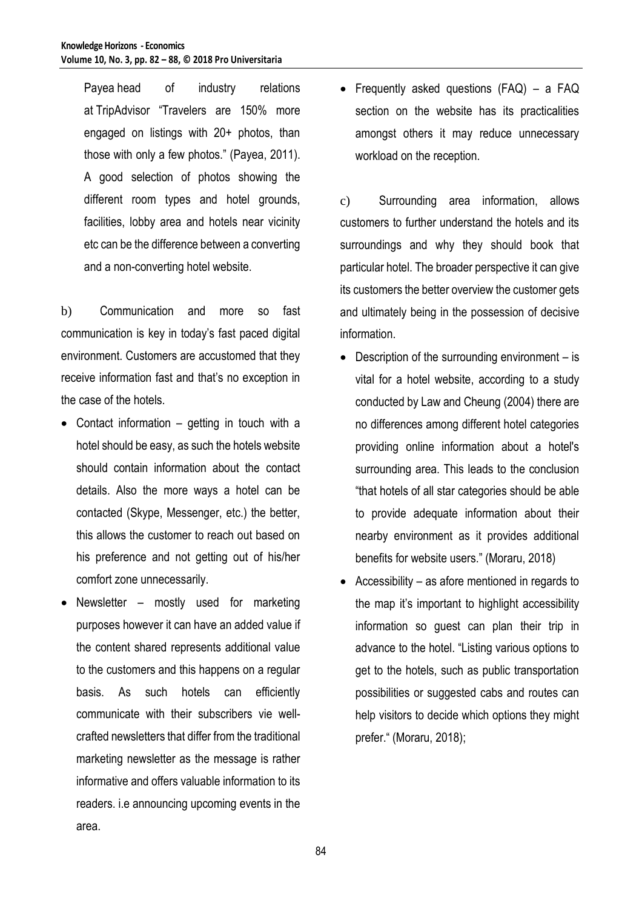Payea head of industry relations at TripAdvisor "Travelers are 150% more engaged on listings with 20+ photos, than those with only a few photos." (Payea, 2011). A good selection of photos showing the different room types and hotel grounds, facilities, lobby area and hotels near vicinity etc can be the difference between a converting and a non-converting hotel website.

b) Communication and more so fast communication is key in today's fast paced digital environment. Customers are accustomed that they receive information fast and that's no exception in the case of the hotels.

- Contact information – getting in touch with a hotel should be easy, as such the hotels website should contain information about the contact details. Also the more ways a hotel can be contacted (Skype, Messenger, etc.) the better, this allows the customer to reach out based on his preference and not getting out of his/her comfort zone unnecessarily.
- Newsletter – mostly used for marketing purposes however it can have an added value if the content shared represents additional value to the customers and this happens on a regular basis. As such hotels can efficiently communicate with their subscribers vie well-crafted newsletters that differ from the traditional marketing newsletter as the message is rather informative and offers valuable information to its readers. i.e announcing upcoming events in the area.
- Frequently asked questions (FAQ) – a FAQ section on the website has its practicalities amongst others it may reduce unnecessary workload on the reception.

c) Surrounding area information, allows customers to further understand the hotels and its surroundings and why they should book that particular hotel. The broader perspective it can give its customers the better overview the customer gets and ultimately being in the possession of decisive information.

- Description of the surrounding environment – is vital for a hotel website, according to a study conducted by Law and Cheung (2004) there are no differences among different hotel categories providing online information about a hotel's surrounding area. This leads to the conclusion "that hotels of all star categories should be able to provide adequate information about their nearby environment as it provides additional benefits for website users." (Moraru, 2018)
- Accessibility – as afore mentioned in regards to the map it's important to highlight accessibility information so guest can plan their trip in advance to the hotel. "Listing various options to get to the hotels, such as public transportation possibilities or suggested cabs and routes can help visitors to decide which options they might prefer." (Moraru, 2018);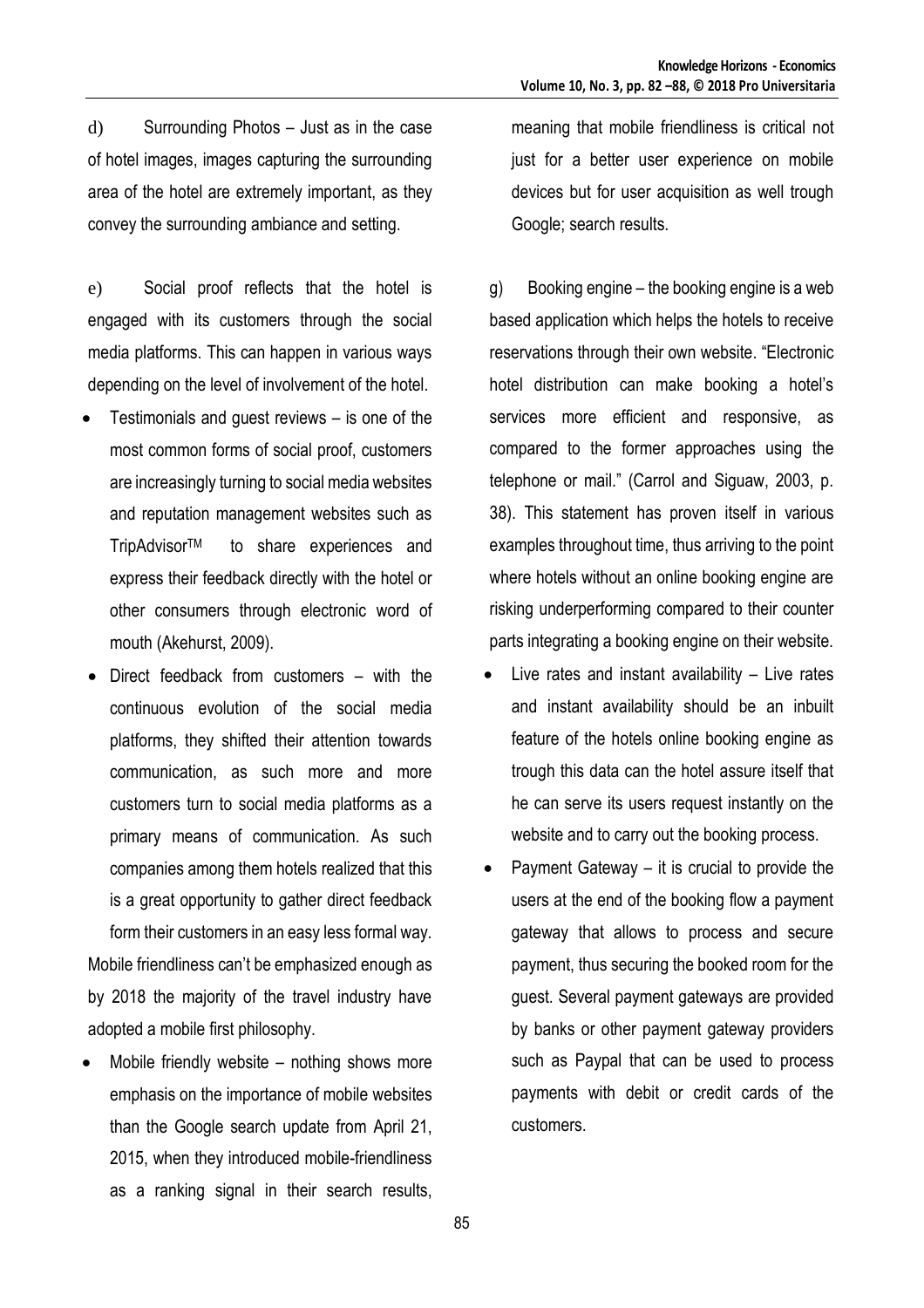d) Surrounding Photos – Just as in the case of hotel images, images capturing the surrounding area of the hotel are extremely important, as they convey the surrounding ambiance and setting.

e) Social proof reflects that the hotel is engaged with its customers through the social media platforms. This can happen in various ways depending on the level of involvement of the hotel.

- Testimonials and guest reviews – is one of the most common forms of social proof, customers are increasingly turning to social media websites and reputation management websites such as TripAdvisor™ to share experiences and express their feedback directly with the hotel or other consumers through electronic word of mouth (Akehurst, 2009).
- Direct feedback from customers – with the continuous evolution of the social media platforms, they shifted their attention towards communication, as such more and more customers turn to social media platforms as a primary means of communication. As such companies among them hotels realized that this is a great opportunity to gather direct feedback form their customers in an easy less formal way.

Mobile friendliness can't be emphasized enough as by 2018 the majority of the travel industry have adopted a mobile first philosophy.

- Mobile friendly website – nothing shows more emphasis on the importance of mobile websites than the Google search update from April 21, 2015, when they introduced mobile-friendliness as a ranking signal in their search results, meaning that mobile friendliness is critical not just for a better user experience on mobile devices but for user acquisition as well trough Google; search results.

g) Booking engine – the booking engine is a web based application which helps the hotels to receive reservations through their own website. "Electronic hotel distribution can make booking a hotel's services more efficient and responsive, as compared to the former approaches using the telephone or mail." (Carrol and Siguaw, 2003, p. 38). This statement has proven itself in various examples throughout time, thus arriving to the point where hotels without an online booking engine are risking underperforming compared to their counter parts integrating a booking engine on their website.

- Live rates and instant availability – Live rates and instant availability should be an inbuilt feature of the hotels online booking engine as trough this data can the hotel assure itself that he can serve its users request instantly on the website and to carry out the booking process.
- Payment Gateway – it is crucial to provide the users at the end of the booking flow a payment gateway that allows to process and secure payment, thus securing the booked room for the guest. Several payment gateways are provided by banks or other payment gateway providers such as Paypal that can be used to process payments with debit or credit cards of the customers.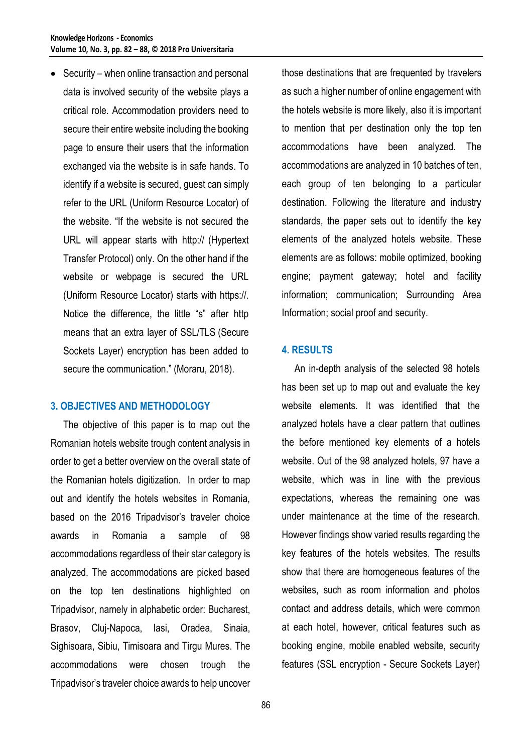- Security – when online transaction and personal data is involved security of the website plays a critical role. Accommodation providers need to secure their entire website including the booking page to ensure their users that the information exchanged via the website is in safe hands. To identify if a website is secured, guest can simply refer to the URL (Uniform Resource Locator) of the website. "If the website is not secured the URL will appear starts with http:// (Hypertext Transfer Protocol) only. On the other hand if the website or webpage is secured the URL (Uniform Resource Locator) starts with https://. Notice the difference, the little "s" after http means that an extra layer of SSL/TLS (Secure Sockets Layer) encryption has been added to secure the communication." (Moraru, 2018).

## 3. OBJECTIVES AND METHODOLOGY

The objective of this paper is to map out the Romanian hotels website trough content analysis in order to get a better overview on the overall state of the Romanian hotels digitization. In order to map out and identify the hotels websites in Romania, based on the 2016 Tripadvisor's traveler choice awards in Romania a sample of 98 accommodations regardless of their star category is analyzed. The accommodations are picked based on the top ten destinations highlighted on Tripadvisor, namely in alphabetic order: Bucharest, Brasov, Cluj-Napoca, Iasi, Oradea, Sinaia, Sighisoara, Sibiu, Timisoara and Tirgu Mures. The accommodations were chosen trough the Tripadvisor's traveler choice awards to help uncover those destinations that are frequented by travelers as such a higher number of online engagement with the hotels website is more likely, also it is important to mention that per destination only the top ten accommodations have been analyzed. The accommodations are analyzed in 10 batches of ten, each group of ten belonging to a particular destination. Following the literature and industry standards, the paper sets out to identify the key elements of the analyzed hotels website. These elements are as follows: mobile optimized, booking engine; payment gateway; hotel and facility information; communication; Surrounding Area Information; social proof and security.

## 4. RESULTS

An in-depth analysis of the selected 98 hotels has been set up to map out and evaluate the key website elements. It was identified that the analyzed hotels have a clear pattern that outlines the before mentioned key elements of a hotels website. Out of the 98 analyzed hotels, 97 have a website, which was in line with the previous expectations, whereas the remaining one was under maintenance at the time of the research. However findings show varied results regarding the key features of the hotels websites. The results show that there are homogeneous features of the websites, such as room information and photos contact and address details, which were common at each hotel, however, critical features such as booking engine, mobile enabled website, security features (SSL encryption - Secure Sockets Layer)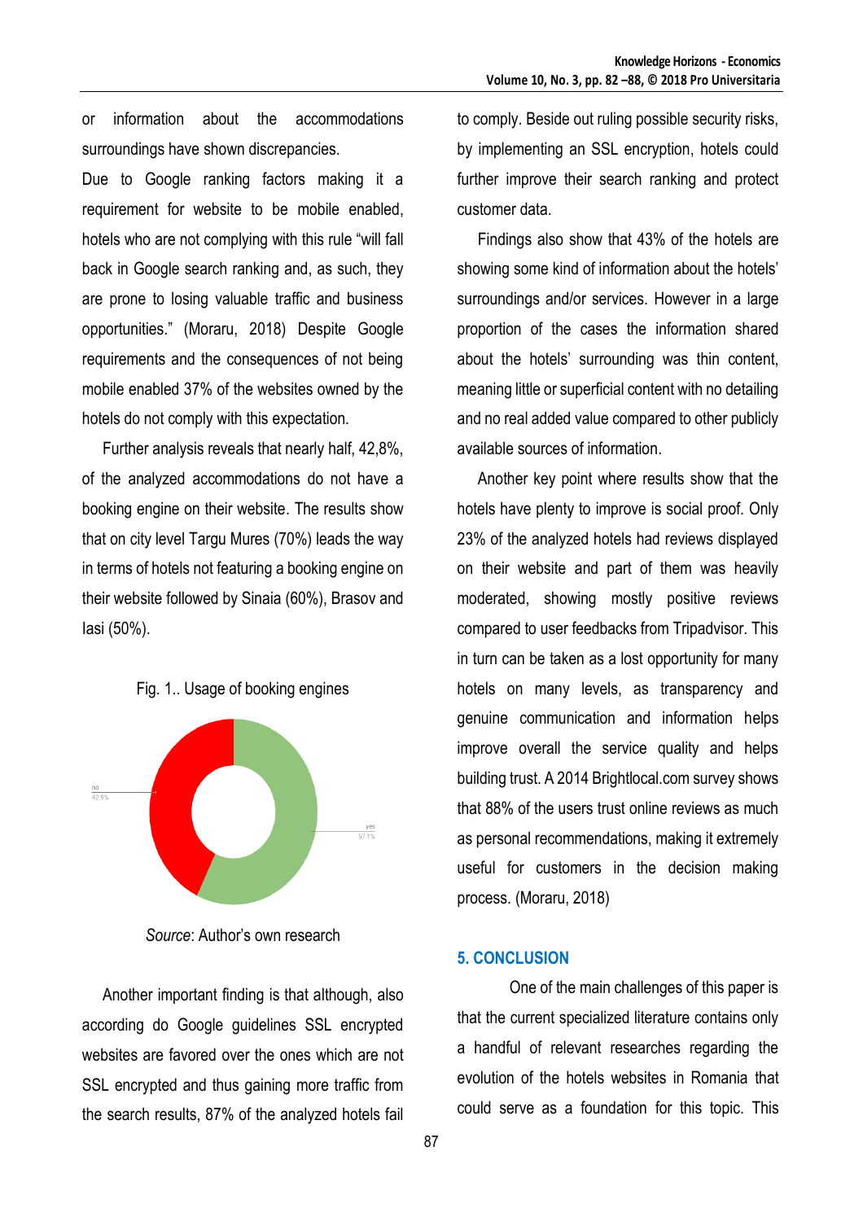or information about the accommodations surroundings have shown discrepancies.

Due to Google ranking factors making it a requirement for website to be mobile enabled, hotels who are not complying with this rule "will fall back in Google search ranking and, as such, they are prone to losing valuable traffic and business opportunities." (Moraru, 2018) Despite Google requirements and the consequences of not being mobile enabled 37% of the websites owned by the hotels do not comply with this expectation.

Further analysis reveals that nearly half, 42,8%, of the analyzed accommodations do not have a booking engine on their website. The results show that on city level Targu Mures (70%) leads the way in terms of hotels not featuring a booking engine on their website followed by Sinaia (60%), Brasov and Iasi (50%).

Fig. 1.. Usage of booking engines

no
42.9%

yes
57.1%

*Source*: Author's own research

Another important finding is that although, also according do Google guidelines SSL encrypted websites are favored over the ones which are not SSL encrypted and thus gaining more traffic from the search results, 87% of the analyzed hotels fail to comply. Beside out ruling possible security risks, by implementing an SSL encryption, hotels could further improve their search ranking and protect customer data.

Findings also show that 43% of the hotels are showing some kind of information about the hotels' surroundings and/or services. However in a large proportion of the cases the information shared about the hotels' surrounding was thin content, meaning little or superficial content with no detailing and no real added value compared to other publicly available sources of information.

Another key point where results show that the hotels have plenty to improve is social proof. Only 23% of the analyzed hotels had reviews displayed on their website and part of them was heavily moderated, showing mostly positive reviews compared to user feedbacks from Tripadvisor. This in turn can be taken as a lost opportunity for many hotels on many levels, as transparency and genuine communication and information helps improve overall the service quality and helps building trust. A 2014 Brightlocal.com survey shows that 88% of the users trust online reviews as much as personal recommendations, making it extremely useful for customers in the decision making process. (Moraru, 2018)

## 5. CONCLUSION

One of the main challenges of this paper is that the current specialized literature contains only a handful of relevant researches regarding the evolution of the hotels websites in Romania that could serve as a foundation for this topic. This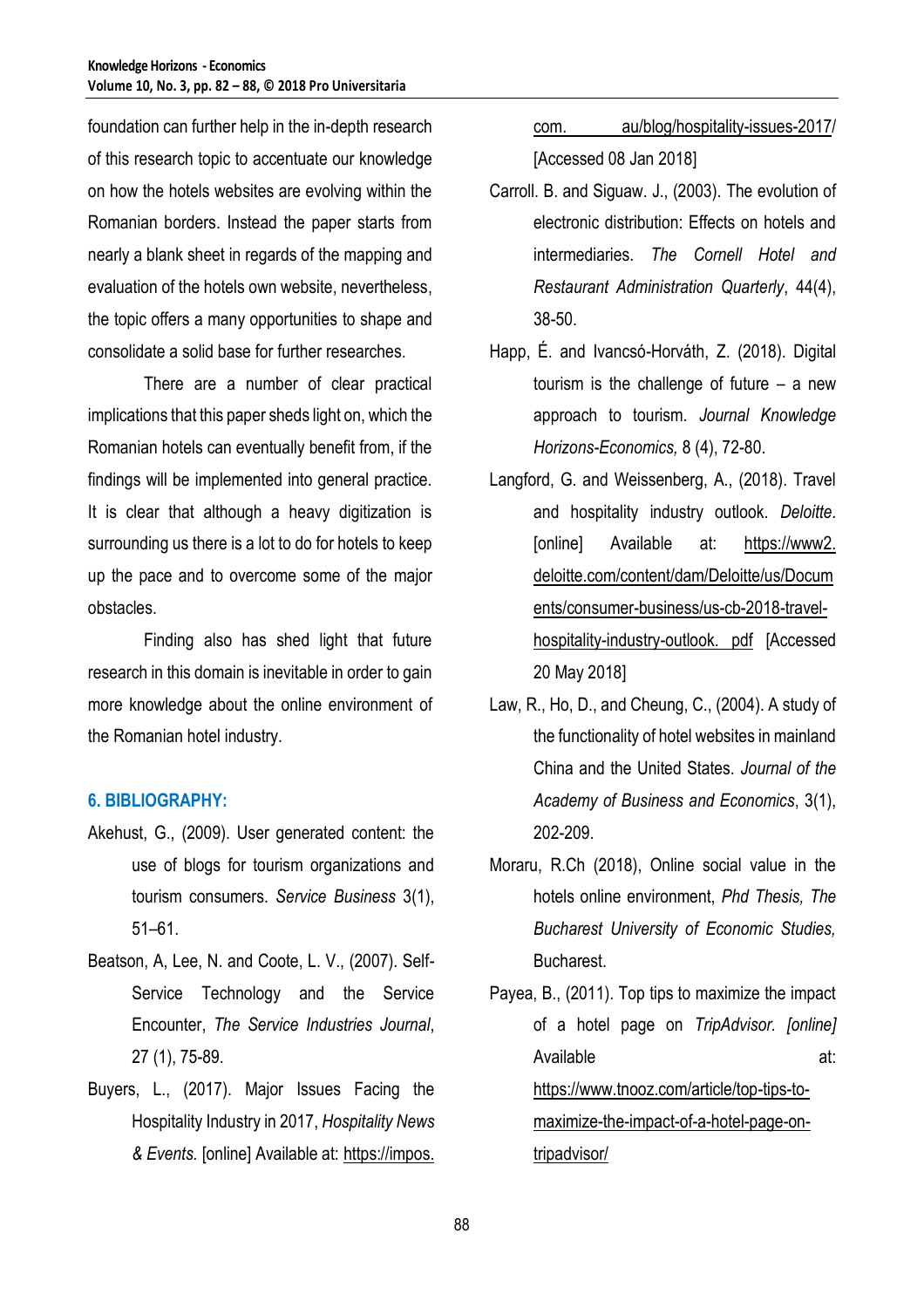foundation can further help in the in-depth research of this research topic to accentuate our knowledge on how the hotels websites are evolving within the Romanian borders. Instead the paper starts from nearly a blank sheet in regards of the mapping and evaluation of the hotels own website, nevertheless, the topic offers a many opportunities to shape and consolidate a solid base for further researches.

There are a number of clear practical implications that this paper sheds light on, which the Romanian hotels can eventually benefit from, if the findings will be implemented into general practice. It is clear that although a heavy digitization is surrounding us there is a lot to do for hotels to keep up the pace and to overcome some of the major obstacles.

Finding also has shed light that future research in this domain is inevitable in order to gain more knowledge about the online environment of the Romanian hotel industry.

## 6. BIBLIOGRAPHY:

Akehust, G., (2009). User generated content: the use of blogs for tourism organizations and tourism consumers. *Service Business* 3(1), 51–61.

Beatson, A, Lee, N. and Coote, L. V., (2007). Self-Service Technology and the Service Encounter, *The Service Industries Journal*, 27 (1), 75-89.

Buyers, L., (2017). Major Issues Facing the Hospitality Industry in 2017, *Hospitality News & Events.* [online] Available at: https://impos.com. au/blog/hospitality-issues-2017/ [Accessed 08 Jan 2018]

Carroll. B. and Siguaw. J., (2003). The evolution of electronic distribution: Effects on hotels and intermediaries. *The Cornell Hotel and Restaurant Administration Quarterly*, 44(4), 38-50.

Happ, É. and Ivancsó-Horváth, Z. (2018). Digital tourism is the challenge of future – a new approach to tourism. *Journal Knowledge Horizons-Economics,* 8 (4), 72-80.

Langford, G. and Weissenberg, A., (2018). Travel and hospitality industry outlook. *Deloitte*. [online] Available at: https://www2. deloitte.com/content/dam/Deloitte/us/Documents/consumer-business/us-cb-2018-travel-hospitality-industry-outlook. pdf [Accessed 20 May 2018]

Law, R., Ho, D., and Cheung, C., (2004). A study of the functionality of hotel websites in mainland China and the United States. *Journal of the Academy of Business and Economics*, 3(1), 202-209.

Moraru, R.Ch (2018), Online social value in the hotels online environment, *Phd Thesis, The Bucharest University of Economic Studies,* Bucharest.

Payea, B., (2011). Top tips to maximize the impact of a hotel page on *TripAdvisor. [online]* Available at: https://www.tnooz.com/article/top-tips-to-maximize-the-impact-of-a-hotel-page-on-tripadvisor/